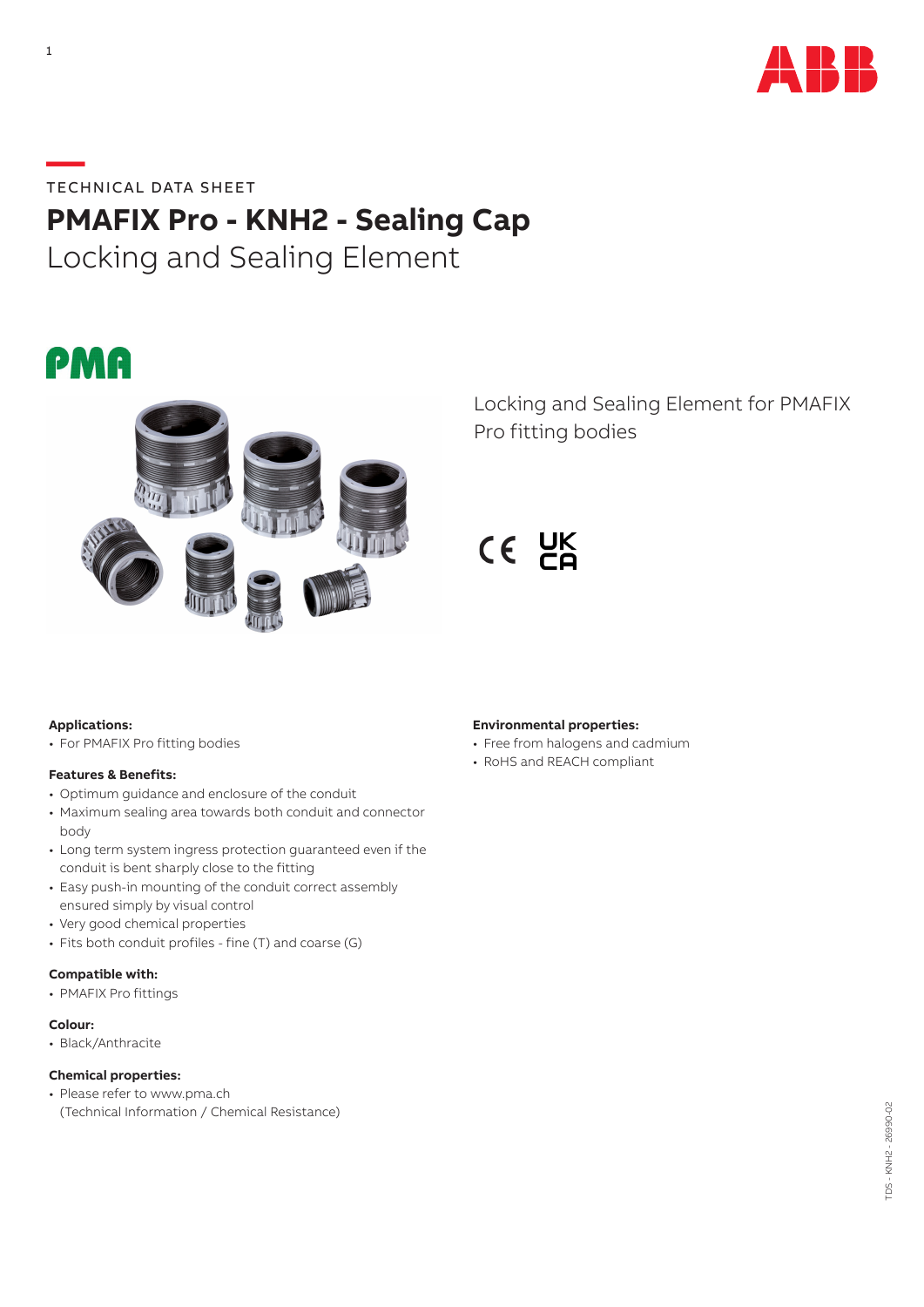TECHNICAL DATA SHEET

# PMAFIX Pro - KNH2 - Sealing Cap

## Locking and Sealing Element

Locking and Sealing Element for PMAFIX Pro fitting bodies

**Applications:**

- For PMAFIX Pro fitting bodies

**Features & Benefits:**

- Optimum guidance and enclosure of the conduit
- Maximum sealing area towards both conduit and connector body
- Long term system ingress protection guaranteed even if the conduit is bent sharply close to the fitting
- Easy push-in mounting of the conduit correct assembly ensured simply by visual control
- Very good chemical properties
- Fits both conduit profiles - fine (T) and coarse (G)

**Compatible with:**

- PMAFIX Pro fittings

**Colour:**

- Black/Anthracite

**Chemical properties:**

- Please refer to www.pma.ch (Technical Information / Chemical Resistance)

**Environmental properties:**

- Free from halogens and cadmium
- RoHS and REACH compliant

TDS - KNH2 - 26990-02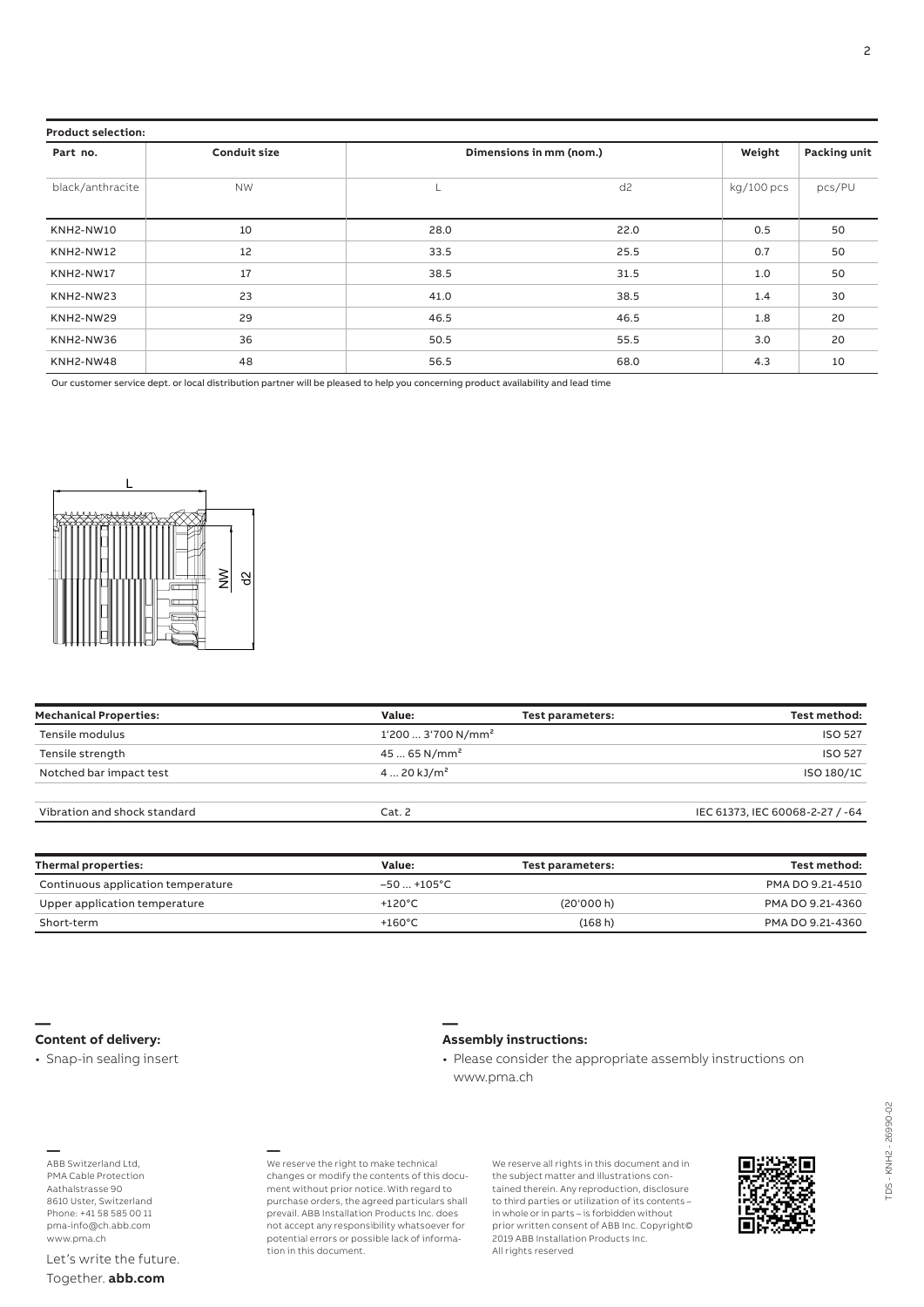**Product selection:**

| Part no. | Conduit size | Dimensions in mm (nom.) | | Weight | Packing unit |
|---|---|---|---|---|---|
| black/anthracite | NW | L | d2 | kg/100 pcs | pcs/PU |
| KNH2-NW10 | 10 | 28.0 | 22.0 | 0.5 | 50 |
| KNH2-NW12 | 12 | 33.5 | 25.5 | 0.7 | 50 |
| KNH2-NW17 | 17 | 38.5 | 31.5 | 1.0 | 50 |
| KNH2-NW23 | 23 | 41.0 | 38.5 | 1.4 | 30 |
| KNH2-NW29 | 29 | 46.5 | 46.5 | 1.8 | 20 |
| KNH2-NW36 | 36 | 50.5 | 55.5 | 3.0 | 20 |
| KNH2-NW48 | 48 | 56.5 | 68.0 | 4.3 | 10 |

Our customer service dept. or local distribution partner will be pleased to help you concerning product availability and lead time

L

NW

d2

| Mechanical Properties: | Value: | Test parameters: | Test method: |
|---|---|---|---|
| Tensile modulus | 1'200 … 3'700 N/mm² | | ISO 527 |
| Tensile strength | 45 … 65 N/mm² | | ISO 527 |
| Notched bar impact test | 4 … 20 kJ/m² | | ISO 180/1C |
| Vibration and shock standard | Cat. 2 | | IEC 61373, IEC 60068-2-27 / -64 |

| Thermal properties: | Value: | Test parameters: | Test method: |
|---|---|---|---|
| Continuous application temperature | –50 … +105°C | | PMA DO 9.21-4510 |
| Upper application temperature | +120°C | (20'000 h) | PMA DO 9.21-4360 |
| Short-term | +160°C | (168 h) | PMA DO 9.21-4360 |

## Content of delivery:

- Snap-in sealing insert

## Assembly instructions:

- Please consider the appropriate assembly instructions on www.pma.ch

ABB Switzerland Ltd,
PMA Cable Protection
Aathalstrasse 90
8610 Uster, Switzerland
Phone: +41 58 585 00 11
pma-info@ch.abb.com
www.pma.ch

Let's write the future.
Together. **abb.com**

We reserve the right to make technical changes or modify the contents of this document without prior notice. With regard to purchase orders, the agreed particulars shall prevail. ABB Installation Products Inc. does not accept any responsibility whatsoever for potential errors or possible lack of information in this document.

We reserve all rights in this document and in the subject matter and illustrations contained therein. Any reproduction, disclosure to third parties or utilization of its contents – in whole or in parts – is forbidden without prior written consent of ABB Inc. Copyright© 2019 ABB Installation Products Inc.
All rights reserved

TDS - KNH2 - 26990-02